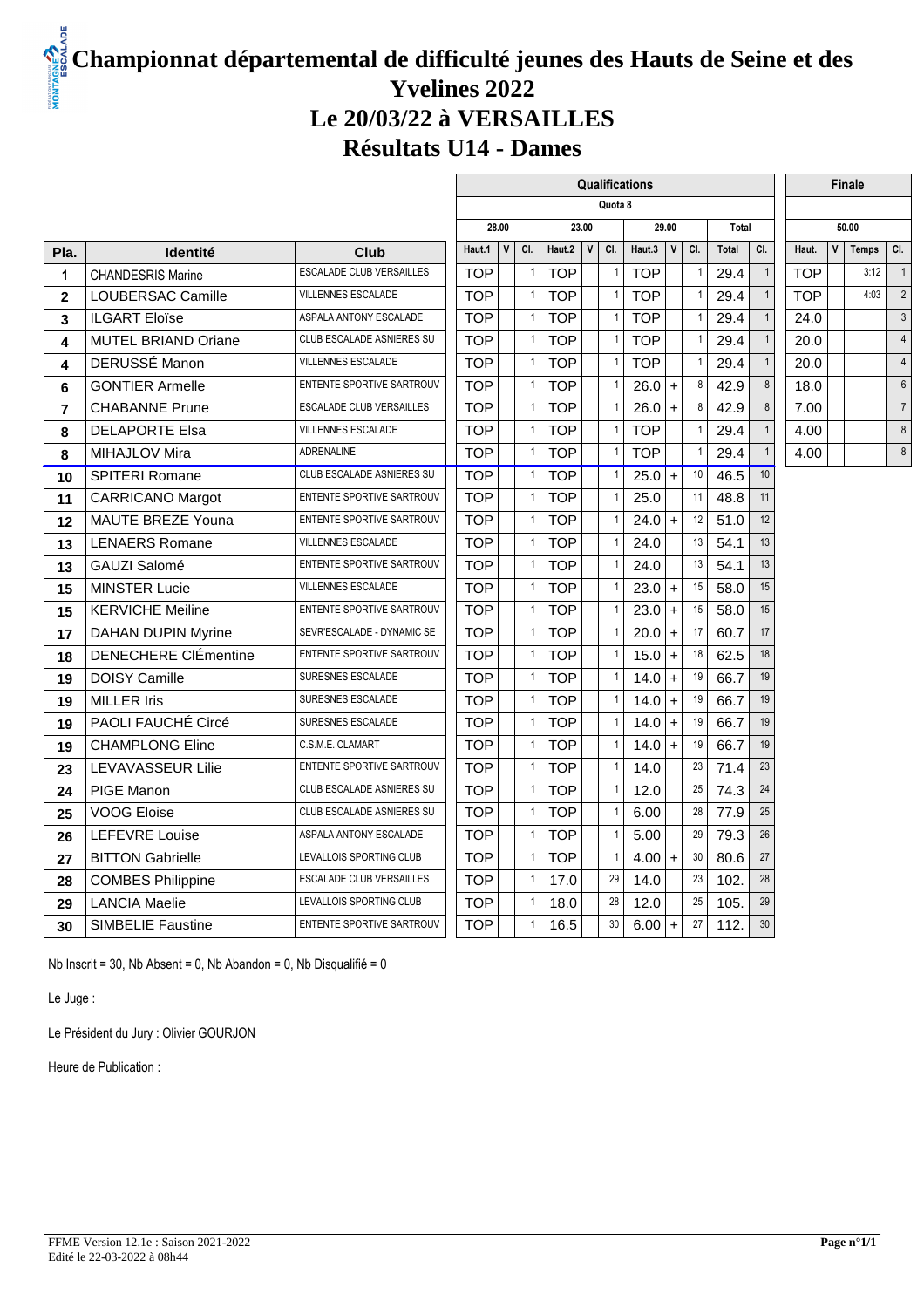# Championnat départemental de difficulté jeunes des Hauts de Seine et des Yvelines 2022
# Le 20/03/22 à VERSAILLES
# Résultats U14 - Dames

| | | | Qualifications | | | | | | | | | | | | Finale | | | |
|---|---|---|---|---|---|---|---|---|---|---|---|---|---|---|---|---|---|---|
| | | | Quota 8 | | | | | | | | | | | | | | | |
| | | | 28.00 | | | 23.00 | | | 29.00 | | | Total | | | 50.00 | | | |
| Pla. | Identité | Club | Haut.1 | V | Cl. | Haut.2 | V | Cl. | Haut.3 | V | Cl. | Total | Cl. | | Haut. | V | Temps | Cl. |
| 1 | CHANDESRIS Marine | ESCALADE CLUB VERSAILLES | TOP | | 1 | TOP | | 1 | TOP | | 1 | 29.4 | 1 | | TOP | | 3:12 | 1 |
| 2 | LOUBERSAC Camille | VILLENNES ESCALADE | TOP | | 1 | TOP | | 1 | TOP | | 1 | 29.4 | 1 | | TOP | | 4:03 | 2 |
| 3 | ILGART Eloïse | ASPALA ANTONY ESCALADE | TOP | | 1 | TOP | | 1 | TOP | | 1 | 29.4 | 1 | | 24.0 | | | 3 |
| 4 | MUTEL BRIAND Oriane | CLUB ESCALADE ASNIERES SU | TOP | | 1 | TOP | | 1 | TOP | | 1 | 29.4 | 1 | | 20.0 | | | 4 |
| 4 | DERUSSÉ Manon | VILLENNES ESCALADE | TOP | | 1 | TOP | | 1 | TOP | | 1 | 29.4 | 1 | | 20.0 | | | 4 |
| 6 | GONTIER Armelle | ENTENTE SPORTIVE SARTROUV | TOP | | 1 | TOP | | 1 | 26.0 | + | 8 | 42.9 | 8 | | 18.0 | | | 6 |
| 7 | CHABANNE Prune | ESCALADE CLUB VERSAILLES | TOP | | 1 | TOP | | 1 | 26.0 | + | 8 | 42.9 | 8 | | 7.00 | | | 7 |
| 8 | DELAPORTE Elsa | VILLENNES ESCALADE | TOP | | 1 | TOP | | 1 | TOP | | 1 | 29.4 | 1 | | 4.00 | | | 8 |
| 8 | MIHAJLOV Mira | ADRENALINE | TOP | | 1 | TOP | | 1 | TOP | | 1 | 29.4 | 1 | | 4.00 | | | 8 |
| 10 | SPITERI Romane | CLUB ESCALADE ASNIERES SU | TOP | | 1 | TOP | | 1 | 25.0 | + | 10 | 46.5 | 10 | | | | | |
| 11 | CARRICANO Margot | ENTENTE SPORTIVE SARTROUV | TOP | | 1 | TOP | | 1 | 25.0 | | 11 | 48.8 | 11 | | | | | |
| 12 | MAUTE BREZE Youna | ENTENTE SPORTIVE SARTROUV | TOP | | 1 | TOP | | 1 | 24.0 | + | 12 | 51.0 | 12 | | | | | |
| 13 | LENAERS Romane | VILLENNES ESCALADE | TOP | | 1 | TOP | | 1 | 24.0 | | 13 | 54.1 | 13 | | | | | |
| 13 | GAUZI Salomé | ENTENTE SPORTIVE SARTROUV | TOP | | 1 | TOP | | 1 | 24.0 | | 13 | 54.1 | 13 | | | | | |
| 15 | MINSTER Lucie | VILLENNES ESCALADE | TOP | | 1 | TOP | | 1 | 23.0 | + | 15 | 58.0 | 15 | | | | | |
| 15 | KERVICHE Meiline | ENTENTE SPORTIVE SARTROUV | TOP | | 1 | TOP | | 1 | 23.0 | + | 15 | 58.0 | 15 | | | | | |
| 17 | DAHAN DUPIN Myrine | SEVR'ESCALADE - DYNAMIC SE | TOP | | 1 | TOP | | 1 | 20.0 | + | 17 | 60.7 | 17 | | | | | |
| 18 | DENECHERE CLÉmentine | ENTENTE SPORTIVE SARTROUV | TOP | | 1 | TOP | | 1 | 15.0 | + | 18 | 62.5 | 18 | | | | | |
| 19 | DOISY Camille | SURESNES ESCALADE | TOP | | 1 | TOP | | 1 | 14.0 | + | 19 | 66.7 | 19 | | | | | |
| 19 | MILLER Iris | SURESNES ESCALADE | TOP | | 1 | TOP | | 1 | 14.0 | + | 19 | 66.7 | 19 | | | | | |
| 19 | PAOLI FAUCHÉ Circé | SURESNES ESCALADE | TOP | | 1 | TOP | | 1 | 14.0 | + | 19 | 66.7 | 19 | | | | | |
| 19 | CHAMPLONG Eline | C.S.M.E. CLAMART | TOP | | 1 | TOP | | 1 | 14.0 | + | 19 | 66.7 | 19 | | | | | |
| 23 | LEVAVASSEUR Lilie | ENTENTE SPORTIVE SARTROUV | TOP | | 1 | TOP | | 1 | 14.0 | | 23 | 71.4 | 23 | | | | | |
| 24 | PIGE Manon | CLUB ESCALADE ASNIERES SU | TOP | | 1 | TOP | | 1 | 12.0 | | 25 | 74.3 | 24 | | | | | |
| 25 | VOOG Eloise | CLUB ESCALADE ASNIERES SU | TOP | | 1 | TOP | | 1 | 6.00 | | 28 | 77.9 | 25 | | | | | |
| 26 | LEFEVRE Louise | ASPALA ANTONY ESCALADE | TOP | | 1 | TOP | | 1 | 5.00 | | 29 | 79.3 | 26 | | | | | |
| 27 | BITTON Gabrielle | LEVALLOIS SPORTING CLUB | TOP | | 1 | TOP | | 1 | 4.00 | + | 30 | 80.6 | 27 | | | | | |
| 28 | COMBES Philippine | ESCALADE CLUB VERSAILLES | TOP | | 1 | 17.0 | | 29 | 14.0 | | 23 | 102. | 28 | | | | | |
| 29 | LANCIA Maelie | LEVALLOIS SPORTING CLUB | TOP | | 1 | 18.0 | | 28 | 12.0 | | 25 | 105. | 29 | | | | | |
| 30 | SIMBELIE Faustine | ENTENTE SPORTIVE SARTROUV | TOP | | 1 | 16.5 | | 30 | 6.00 | + | 27 | 112. | 30 | | | | | |

Nb Inscrit = 30, Nb Absent = 0, Nb Abandon = 0, Nb Disqualifié = 0

Le Juge :

Le Président du Jury : Olivier GOURJON

Heure de Publication :

FFME Version 12.1e : Saison 2021-2022
Edité le 22-03-2022 à 08h44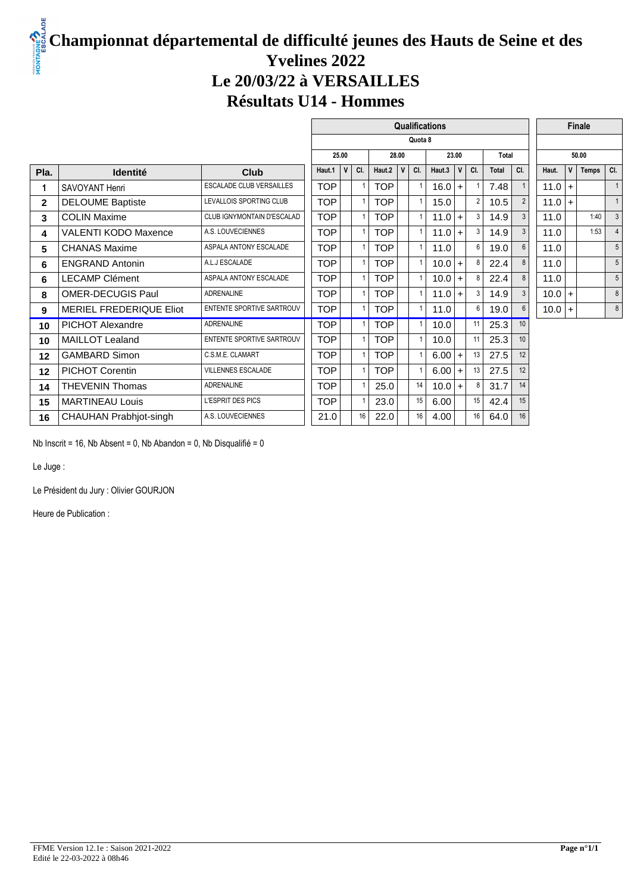# Championnat départemental de difficulté jeunes des Hauts de Seine et des Yvelines 2022
# Le 20/03/22 à VERSAILLES
# Résultats U14 - Hommes

| | | | Qualifications | | | | | | | | | | | | Finale | | | |
|---|---|---|---|---|---|---|---|---|---|---|---|---|---|---|---|---|---|---|
| | | | Quota 8 | | | | | | | | | | | | | | | |
| | | | 25.00 | | | 28.00 | | | 23.00 | | | Total | | | 50.00 | | | |
| Pla. | Identité | Club | Haut.1 | V | Cl. | Haut.2 | V | Cl. | Haut.3 | V | Cl. | Total | Cl. | | Haut. | V | Temps | Cl. |
| 1 | SAVOYANT Henri | ESCALADE CLUB VERSAILLES | TOP | | 1 | TOP | | 1 | 16.0 | + | 1 | 7.48 | 1 | | 11.0 | + | | 1 |
| 2 | DELOUME Baptiste | LEVALLOIS SPORTING CLUB | TOP | | 1 | TOP | | 1 | 15.0 | | 2 | 10.5 | 2 | | 11.0 | + | | 1 |
| 3 | COLIN Maxime | CLUB IGNYMONTAIN D'ESCALAD | TOP | | 1 | TOP | | 1 | 11.0 | + | 3 | 14.9 | 3 | | 11.0 | | 1:40 | 3 |
| 4 | VALENTI KODO Maxence | A.S. LOUVECIENNES | TOP | | 1 | TOP | | 1 | 11.0 | + | 3 | 14.9 | 3 | | 11.0 | | 1:53 | 4 |
| 5 | CHANAS Maxime | ASPALA ANTONY ESCALADE | TOP | | 1 | TOP | | 1 | 11.0 | | 6 | 19.0 | 6 | | 11.0 | | | 5 |
| 6 | ENGRAND Antonin | A.L.J ESCALADE | TOP | | 1 | TOP | | 1 | 10.0 | + | 8 | 22.4 | 8 | | 11.0 | | | 5 |
| 6 | LECAMP Clément | ASPALA ANTONY ESCALADE | TOP | | 1 | TOP | | 1 | 10.0 | + | 8 | 22.4 | 8 | | 11.0 | | | 5 |
| 8 | OMER-DECUGIS Paul | ADRENALINE | TOP | | 1 | TOP | | 1 | 11.0 | + | 3 | 14.9 | 3 | | 10.0 | + | | 8 |
| 9 | MERIEL FREDERIQUE Eliot | ENTENTE SPORTIVE SARTROUV | TOP | | 1 | TOP | | 1 | 11.0 | | 6 | 19.0 | 6 | | 10.0 | + | | 8 |
| 10 | PICHOT Alexandre | ADRENALINE | TOP | | 1 | TOP | | 1 | 10.0 | | 11 | 25.3 | 10 | | | | | |
| 10 | MAILLOT Lealand | ENTENTE SPORTIVE SARTROUV | TOP | | 1 | TOP | | 1 | 10.0 | | 11 | 25.3 | 10 | | | | | |
| 12 | GAMBARD Simon | C.S.M.E. CLAMART | TOP | | 1 | TOP | | 1 | 6.00 | + | 13 | 27.5 | 12 | | | | | |
| 12 | PICHOT Corentin | VILLENNES ESCALADE | TOP | | 1 | TOP | | 1 | 6.00 | + | 13 | 27.5 | 12 | | | | | |
| 14 | THEVENIN Thomas | ADRENALINE | TOP | | 1 | 25.0 | | 14 | 10.0 | + | 8 | 31.7 | 14 | | | | | |
| 15 | MARTINEAU Louis | L'ESPRIT DES PICS | TOP | | 1 | 23.0 | | 15 | 6.00 | | 15 | 42.4 | 15 | | | | | |
| 16 | CHAUHAN Prabhjot-singh | A.S. LOUVECIENNES | 21.0 | | 16 | 22.0 | | 16 | 4.00 | | 16 | 64.0 | 16 | | | | | |

Nb Inscrit = 16, Nb Absent = 0, Nb Abandon = 0, Nb Disqualifié = 0

Le Juge :

Le Président du Jury : Olivier GOURJON

Heure de Publication :

FFME Version 12.1e : Saison 2021-2022
Edité le 22-03-2022 à 08h46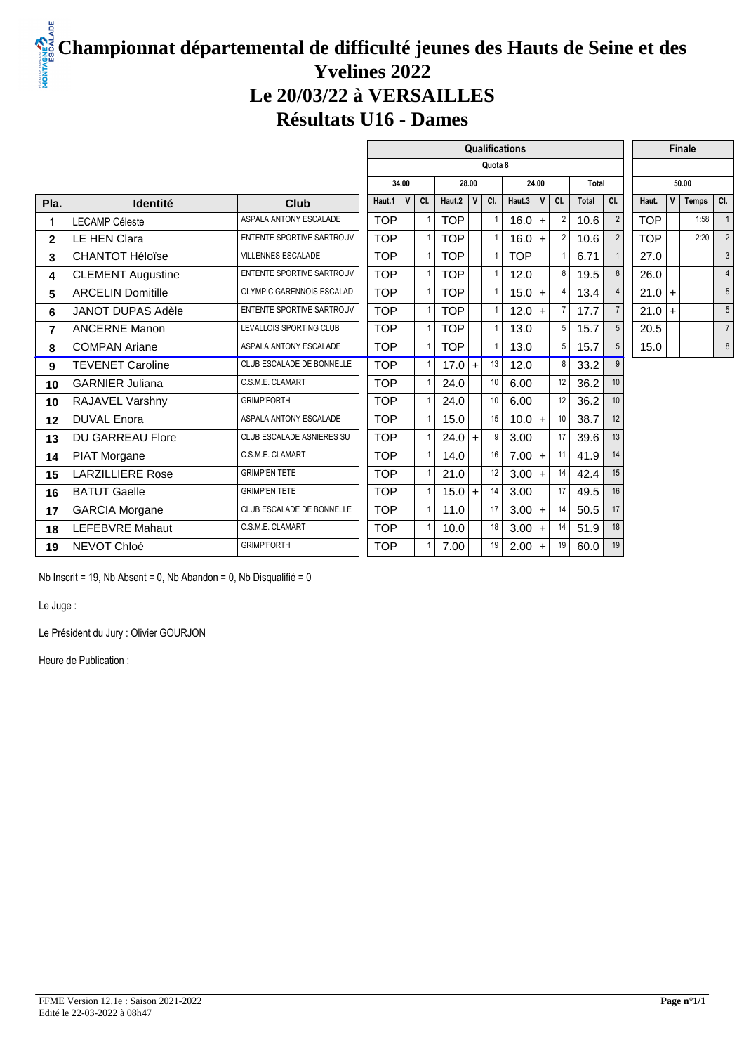# Championnat départemental de difficulté jeunes des Hauts de Seine et des Yvelines 2022

## Le 20/03/22 à VERSAILLES

## Résultats U16 - Dames

| | | | Qualifications | | | | | | | | | | | | Finale | | | |
|---|---|---|---|---|---|---|---|---|---|---|---|---|---|---|---|---|---|---|
| | | | Quota 8 | | | | | | | | | | | | | | | |
| | | | 34.00 | | | 28.00 | | | 24.00 | | | Total | | | 50.00 | | | |
| Pla. | Identité | Club | Haut.1 | V | Cl. | Haut.2 | V | Cl. | Haut.3 | V | Cl. | Total | Cl. | | Haut. | V | Temps | Cl. |
| 1 | LECAMP Céleste | ASPALA ANTONY ESCALADE | TOP | | 1 | TOP | | 1 | 16.0 | + | 2 | 10.6 | 2 | | TOP | | 1:58 | 1 |
| 2 | LE HEN Clara | ENTENTE SPORTIVE SARTROUV | TOP | | 1 | TOP | | 1 | 16.0 | + | 2 | 10.6 | 2 | | TOP | | 2:20 | 2 |
| 3 | CHANTOT Héloïse | VILLENNES ESCALADE | TOP | | 1 | TOP | | 1 | TOP | | 1 | 6.71 | 1 | | 27.0 | | | 3 |
| 4 | CLEMENT Augustine | ENTENTE SPORTIVE SARTROUV | TOP | | 1 | TOP | | 1 | 12.0 | | 8 | 19.5 | 8 | | 26.0 | | | 4 |
| 5 | ARCELIN Domitille | OLYMPIC GARENNOIS ESCALAD | TOP | | 1 | TOP | | 1 | 15.0 | + | 4 | 13.4 | 4 | | 21.0 | + | | 5 |
| 6 | JANOT DUPAS Adèle | ENTENTE SPORTIVE SARTROUV | TOP | | 1 | TOP | | 1 | 12.0 | + | 7 | 17.7 | 7 | | 21.0 | + | | 5 |
| 7 | ANCERNE Manon | LEVALLOIS SPORTING CLUB | TOP | | 1 | TOP | | 1 | 13.0 | | 5 | 15.7 | 5 | | 20.5 | | | 7 |
| 8 | COMPAN Ariane | ASPALA ANTONY ESCALADE | TOP | | 1 | TOP | | 1 | 13.0 | | 5 | 15.7 | 5 | | 15.0 | | | 8 |
| 9 | TEVENET Caroline | CLUB ESCALADE DE BONNELLE | TOP | | 1 | 17.0 | + | 13 | 12.0 | | 8 | 33.2 | 9 | | | | | |
| 10 | GARNIER Juliana | C.S.M.E. CLAMART | TOP | | 1 | 24.0 | | 10 | 6.00 | | 12 | 36.2 | 10 | | | | | |
| 10 | RAJAVEL Varshny | GRIMP'FORTH | TOP | | 1 | 24.0 | | 10 | 6.00 | | 12 | 36.2 | 10 | | | | | |
| 12 | DUVAL Enora | ASPALA ANTONY ESCALADE | TOP | | 1 | 15.0 | | 15 | 10.0 | + | 10 | 38.7 | 12 | | | | | |
| 13 | DU GARREAU Flore | CLUB ESCALADE ASNIERES SU | TOP | | 1 | 24.0 | + | 9 | 3.00 | | 17 | 39.6 | 13 | | | | | |
| 14 | PIAT Morgane | C.S.M.E. CLAMART | TOP | | 1 | 14.0 | | 16 | 7.00 | + | 11 | 41.9 | 14 | | | | | |
| 15 | LARZILLIERE Rose | GRIMP'EN TETE | TOP | | 1 | 21.0 | | 12 | 3.00 | + | 14 | 42.4 | 15 | | | | | |
| 16 | BATUT Gaelle | GRIMP'EN TETE | TOP | | 1 | 15.0 | + | 14 | 3.00 | | 17 | 49.5 | 16 | | | | | |
| 17 | GARCIA Morgane | CLUB ESCALADE DE BONNELLE | TOP | | 1 | 11.0 | | 17 | 3.00 | + | 14 | 50.5 | 17 | | | | | |
| 18 | LEFEBVRE Mahaut | C.S.M.E. CLAMART | TOP | | 1 | 10.0 | | 18 | 3.00 | + | 14 | 51.9 | 18 | | | | | |
| 19 | NEVOT Chloé | GRIMP'FORTH | TOP | | 1 | 7.00 | | 19 | 2.00 | + | 19 | 60.0 | 19 | | | | | |

Nb Inscrit = 19, Nb Absent = 0, Nb Abandon = 0, Nb Disqualifié = 0

Le Juge :

Le Président du Jury : Olivier GOURJON

Heure de Publication :

FFME Version 12.1e : Saison 2021-2022
Edité le 22-03-2022 à 08h47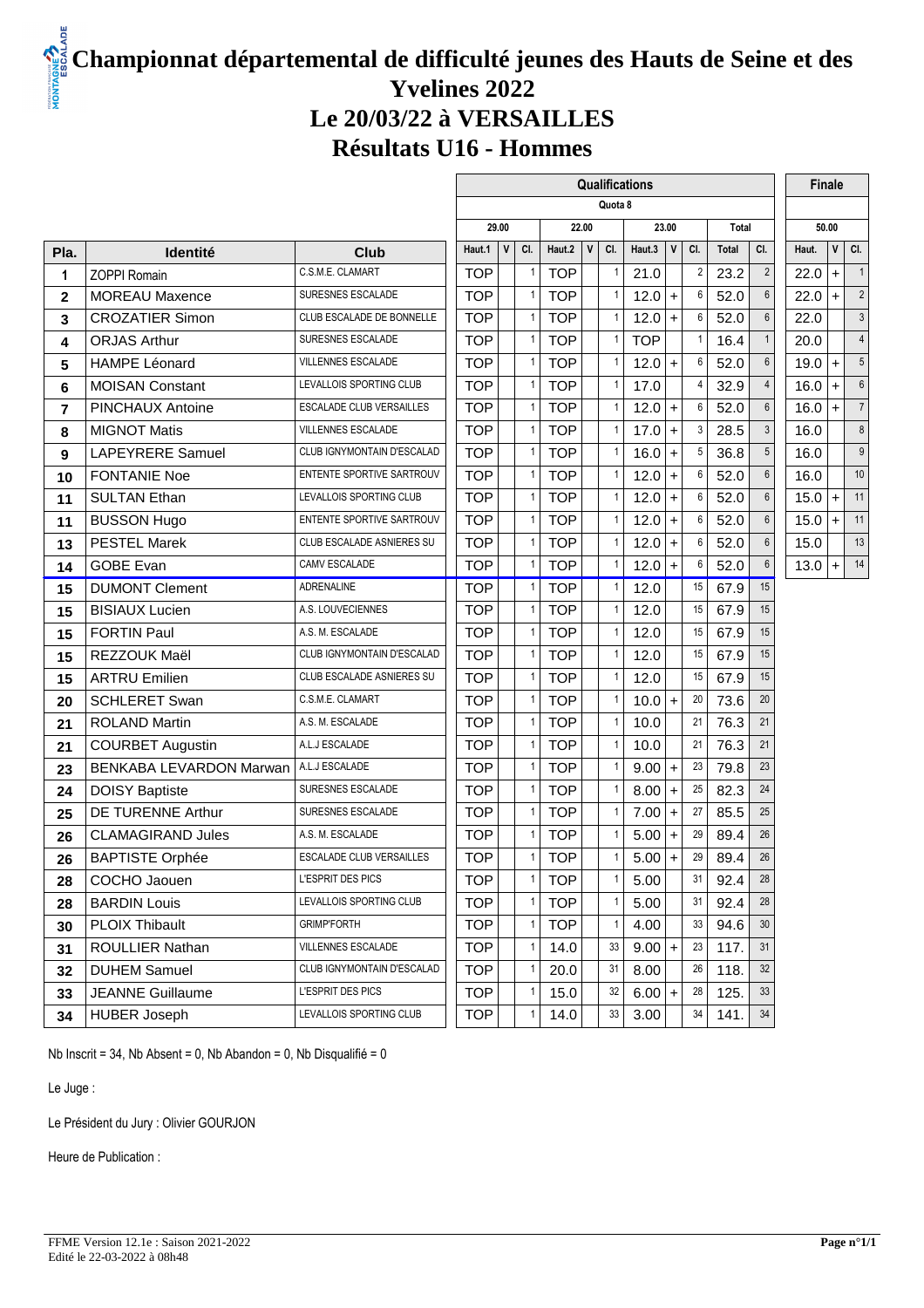# Championnat départemental de difficulté jeunes des Hauts de Seine et des Yvelines 2022

# Le 20/03/22 à VERSAILLES

# Résultats U16 - Hommes

| | | | Qualifications | | | | | | | | | | | | Finale | | |
|---|---|---|---|---|---|---|---|---|---|---|---|---|---|---|---|---|---|
| | | | Quota 8 | | | | | | | | | | | | | | |
| | | | 29.00 | | | 22.00 | | | 23.00 | | | Total | | | 50.00 | | |
| Pla. | Identité | Club | Haut.1 | V | Cl. | Haut.2 | V | Cl. | Haut.3 | V | Cl. | Total | Cl. | | Haut. | V | Cl. |
| 1 | ZOPPI Romain | C.S.M.E. CLAMART | TOP | | 1 | TOP | | 1 | 21.0 | | 2 | 23.2 | 2 | | 22.0 | + | 1 |
| 2 | MOREAU Maxence | SURESNES ESCALADE | TOP | | 1 | TOP | | 1 | 12.0 | + | 6 | 52.0 | 6 | | 22.0 | + | 2 |
| 3 | CROZATIER Simon | CLUB ESCALADE DE BONNELLE | TOP | | 1 | TOP | | 1 | 12.0 | + | 6 | 52.0 | 6 | | 22.0 | | 3 |
| 4 | ORJAS Arthur | SURESNES ESCALADE | TOP | | 1 | TOP | | 1 | TOP | | 1 | 16.4 | 1 | | 20.0 | | 4 |
| 5 | HAMPE Léonard | VILLENNES ESCALADE | TOP | | 1 | TOP | | 1 | 12.0 | + | 6 | 52.0 | 6 | | 19.0 | + | 5 |
| 6 | MOISAN Constant | LEVALLOIS SPORTING CLUB | TOP | | 1 | TOP | | 1 | 17.0 | | 4 | 32.9 | 4 | | 16.0 | + | 6 |
| 7 | PINCHAUX Antoine | ESCALADE CLUB VERSAILLES | TOP | | 1 | TOP | | 1 | 12.0 | + | 6 | 52.0 | 6 | | 16.0 | + | 7 |
| 8 | MIGNOT Matis | VILLENNES ESCALADE | TOP | | 1 | TOP | | 1 | 17.0 | + | 3 | 28.5 | 3 | | 16.0 | | 8 |
| 9 | LAPEYRERE Samuel | CLUB IGNYMONTAIN D'ESCALAD | TOP | | 1 | TOP | | 1 | 16.0 | + | 5 | 36.8 | 5 | | 16.0 | | 9 |
| 10 | FONTANIE Noe | ENTENTE SPORTIVE SARTROUV | TOP | | 1 | TOP | | 1 | 12.0 | + | 6 | 52.0 | 6 | | 16.0 | | 10 |
| 11 | SULTAN Ethan | LEVALLOIS SPORTING CLUB | TOP | | 1 | TOP | | 1 | 12.0 | + | 6 | 52.0 | 6 | | 15.0 | + | 11 |
| 11 | BUSSON Hugo | ENTENTE SPORTIVE SARTROUV | TOP | | 1 | TOP | | 1 | 12.0 | + | 6 | 52.0 | 6 | | 15.0 | + | 11 |
| 13 | PESTEL Marek | CLUB ESCALADE ASNIERES SU | TOP | | 1 | TOP | | 1 | 12.0 | + | 6 | 52.0 | 6 | | 15.0 | | 13 |
| 14 | GOBE Evan | CAMV ESCALADE | TOP | | 1 | TOP | | 1 | 12.0 | + | 6 | 52.0 | 6 | | 13.0 | + | 14 |
| 15 | DUMONT Clement | ADRENALINE | TOP | | 1 | TOP | | 1 | 12.0 | | 15 | 67.9 | 15 | | | | |
| 15 | BISIAUX Lucien | A.S. LOUVECIENNES | TOP | | 1 | TOP | | 1 | 12.0 | | 15 | 67.9 | 15 | | | | |
| 15 | FORTIN Paul | A.S. M. ESCALADE | TOP | | 1 | TOP | | 1 | 12.0 | | 15 | 67.9 | 15 | | | | |
| 15 | REZZOUK Maël | CLUB IGNYMONTAIN D'ESCALAD | TOP | | 1 | TOP | | 1 | 12.0 | | 15 | 67.9 | 15 | | | | |
| 15 | ARTRU Emilien | CLUB ESCALADE ASNIERES SU | TOP | | 1 | TOP | | 1 | 12.0 | | 15 | 67.9 | 15 | | | | |
| 20 | SCHLERET Swan | C.S.M.E. CLAMART | TOP | | 1 | TOP | | 1 | 10.0 | + | 20 | 73.6 | 20 | | | | |
| 21 | ROLAND Martin | A.S. M. ESCALADE | TOP | | 1 | TOP | | 1 | 10.0 | | 21 | 76.3 | 21 | | | | |
| 21 | COURBET Augustin | A.L.J ESCALADE | TOP | | 1 | TOP | | 1 | 10.0 | | 21 | 76.3 | 21 | | | | |
| 23 | BENKABA LEVARDON Marwan | A.L.J ESCALADE | TOP | | 1 | TOP | | 1 | 9.00 | + | 23 | 79.8 | 23 | | | | |
| 24 | DOISY Baptiste | SURESNES ESCALADE | TOP | | 1 | TOP | | 1 | 8.00 | + | 25 | 82.3 | 24 | | | | |
| 25 | DE TURENNE Arthur | SURESNES ESCALADE | TOP | | 1 | TOP | | 1 | 7.00 | + | 27 | 85.5 | 25 | | | | |
| 26 | CLAMAGIRAND Jules | A.S. M. ESCALADE | TOP | | 1 | TOP | | 1 | 5.00 | + | 29 | 89.4 | 26 | | | | |
| 26 | BAPTISTE Orphée | ESCALADE CLUB VERSAILLES | TOP | | 1 | TOP | | 1 | 5.00 | + | 29 | 89.4 | 26 | | | | |
| 28 | COCHO Jaouen | L'ESPRIT DES PICS | TOP | | 1 | TOP | | 1 | 5.00 | | 31 | 92.4 | 28 | | | | |
| 28 | BARDIN Louis | LEVALLOIS SPORTING CLUB | TOP | | 1 | TOP | | 1 | 5.00 | | 31 | 92.4 | 28 | | | | |
| 30 | PLOIX Thibault | GRIMP'FORTH | TOP | | 1 | TOP | | 1 | 4.00 | | 33 | 94.6 | 30 | | | | |
| 31 | ROULLIER Nathan | VILLENNES ESCALADE | TOP | | 1 | 14.0 | | 33 | 9.00 | + | 23 | 117. | 31 | | | | |
| 32 | DUHEM Samuel | CLUB IGNYMONTAIN D'ESCALAD | TOP | | 1 | 20.0 | | 31 | 8.00 | | 26 | 118. | 32 | | | | |
| 33 | JEANNE Guillaume | L'ESPRIT DES PICS | TOP | | 1 | 15.0 | | 32 | 6.00 | + | 28 | 125. | 33 | | | | |
| 34 | HUBER Joseph | LEVALLOIS SPORTING CLUB | TOP | | 1 | 14.0 | | 33 | 3.00 | | 34 | 141. | 34 | | | | |

Nb Inscrit = 34, Nb Absent = 0, Nb Abandon = 0, Nb Disqualifié = 0

Le Juge :

Le Président du Jury : Olivier GOURJON

Heure de Publication :

FFME Version 12.1e : Saison 2021-2022
Edité le 22-03-2022 à 08h48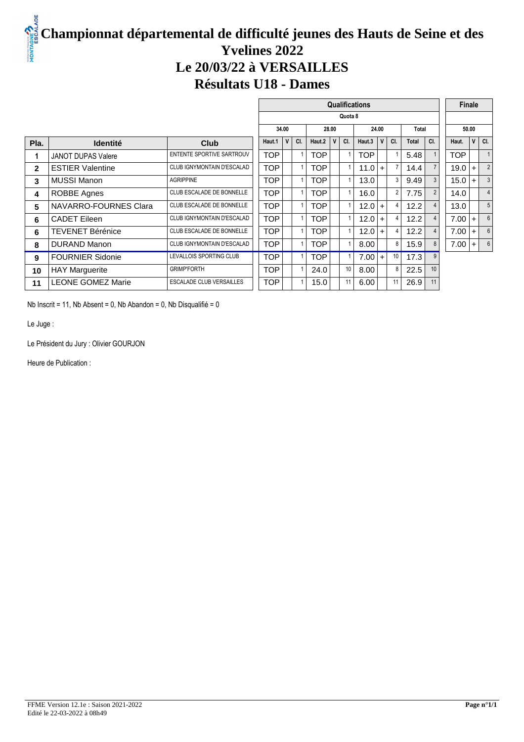# Championnat départemental de difficulté jeunes des Hauts de Seine et des Yvelines 2022

# Le 20/03/22 à VERSAILLES

# Résultats U18 - Dames

| | | | Qualifications | | | | | | | | | | | | Finale | | |
|---|---|---|---|---|---|---|---|---|---|---|---|---|---|---|---|---|---|
| | | | Quota 8 | | | | | | | | | | | | | | |
| | | | 34.00 | | | 28.00 | | | 24.00 | | | Total | | | 50.00 | | |
| Pla. | Identité | Club | Haut.1 | V | Cl. | Haut.2 | V | Cl. | Haut.3 | V | Cl. | Total | Cl. | | Haut. | V | Cl. |
| 1 | JANOT DUPAS Valere | ENTENTE SPORTIVE SARTROUV | TOP | | 1 | TOP | | 1 | TOP | | 1 | 5.48 | 1 | | TOP | | 1 |
| 2 | ESTIER Valentine | CLUB IGNYMONTAIN D'ESCALAD | TOP | | 1 | TOP | | 1 | 11.0 | + | 7 | 14.4 | 7 | | 19.0 | + | 2 |
| 3 | MUSSI Manon | AGRIPPINE | TOP | | 1 | TOP | | 1 | 13.0 | | 3 | 9.49 | 3 | | 15.0 | + | 3 |
| 4 | ROBBE Agnes | CLUB ESCALADE DE BONNELLE | TOP | | 1 | TOP | | 1 | 16.0 | | 2 | 7.75 | 2 | | 14.0 | | 4 |
| 5 | NAVARRO-FOURNES Clara | CLUB ESCALADE DE BONNELLE | TOP | | 1 | TOP | | 1 | 12.0 | + | 4 | 12.2 | 4 | | 13.0 | | 5 |
| 6 | CADET Eileen | CLUB IGNYMONTAIN D'ESCALAD | TOP | | 1 | TOP | | 1 | 12.0 | + | 4 | 12.2 | 4 | | 7.00 | + | 6 |
| 6 | TEVENET Bérénice | CLUB ESCALADE DE BONNELLE | TOP | | 1 | TOP | | 1 | 12.0 | + | 4 | 12.2 | 4 | | 7.00 | + | 6 |
| 8 | DURAND Manon | CLUB IGNYMONTAIN D'ESCALAD | TOP | | 1 | TOP | | 1 | 8.00 | | 8 | 15.9 | 8 | | 7.00 | + | 6 |
| 9 | FOURNIER Sidonie | LEVALLOIS SPORTING CLUB | TOP | | 1 | TOP | | 1 | 7.00 | + | 10 | 17.3 | 9 | | | | |
| 10 | HAY Marguerite | GRIMP'FORTH | TOP | | 1 | 24.0 | | 10 | 8.00 | | 8 | 22.5 | 10 | | | | |
| 11 | LEONE GOMEZ Marie | ESCALADE CLUB VERSAILLES | TOP | | 1 | 15.0 | | 11 | 6.00 | | 11 | 26.9 | 11 | | | | |

Nb Inscrit = 11, Nb Absent = 0, Nb Abandon = 0, Nb Disqualifié = 0

Le Juge :

Le Président du Jury : Olivier GOURJON

Heure de Publication :

FFME Version 12.1e : Saison 2021-2022
Edité le 22-03-2022 à 08h49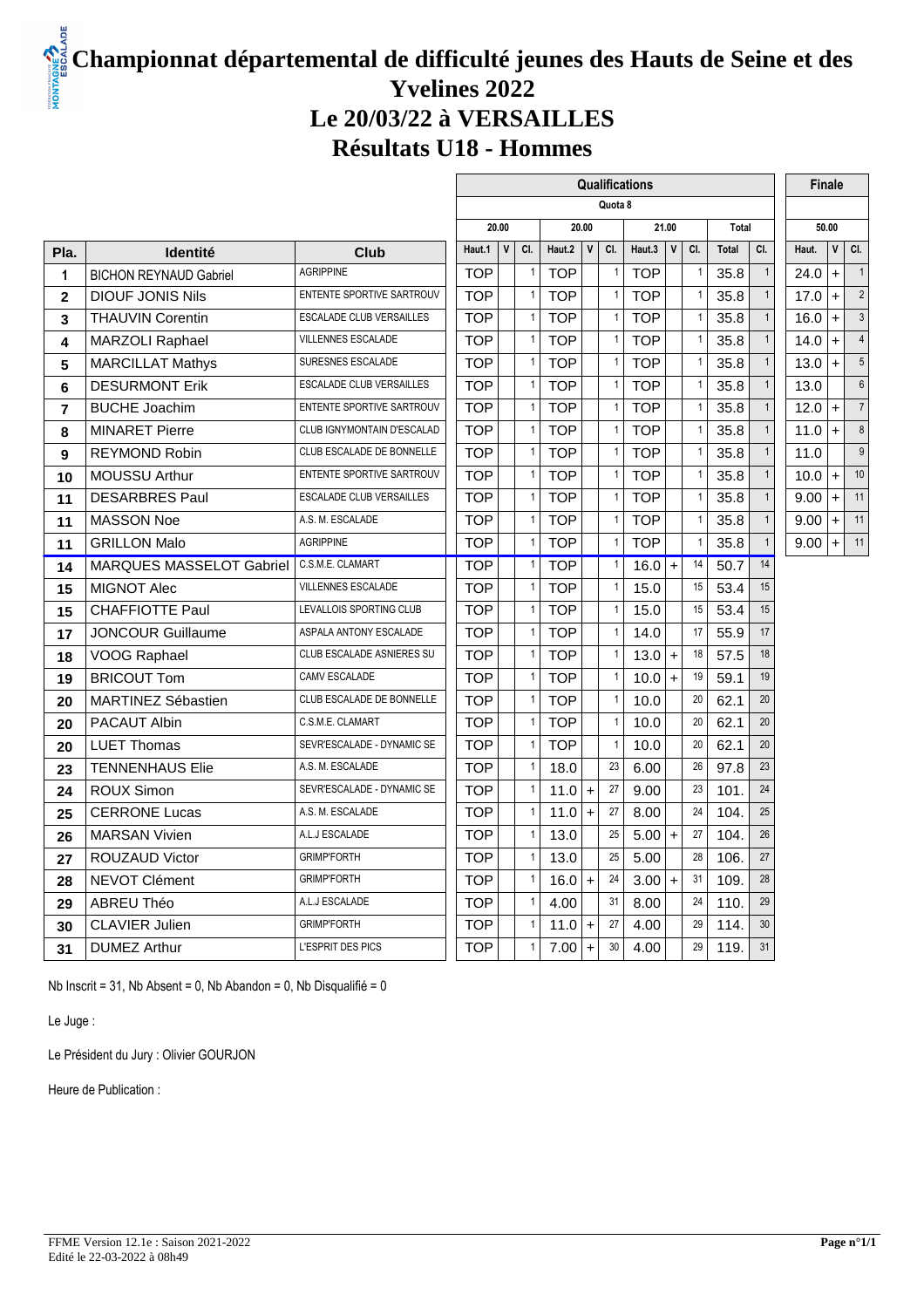# Championnat départemental de difficulté jeunes des Hauts de Seine et des Yvelines 2022
# Le 20/03/22 à VERSAILLES
# Résultats U18 - Hommes

| | | | Qualifications | | | | | | | | | | | Finale | | |
|---|---|---|---|---|---|---|---|---|---|---|---|---|---|---|---|---|
| | | | Quota 8 | | | | | | | | | | | | | |
| | | | 20.00 | | | 20.00 | | | 21.00 | | | Total | | 50.00 | | |
| Pla. | Identité | Club | Haut.1 | V | Cl. | Haut.2 | V | Cl. | Haut.3 | V | Cl. | Total | Cl. | Haut. | V | Cl. |
| 1 | BICHON REYNAUD Gabriel | AGRIPPINE | TOP | | 1 | TOP | | 1 | TOP | | 1 | 35.8 | 1 | 24.0 | + | 1 |
| 2 | DIOUF JONIS Nils | ENTENTE SPORTIVE SARTROUV | TOP | | 1 | TOP | | 1 | TOP | | 1 | 35.8 | 1 | 17.0 | + | 2 |
| 3 | THAUVIN Corentin | ESCALADE CLUB VERSAILLES | TOP | | 1 | TOP | | 1 | TOP | | 1 | 35.8 | 1 | 16.0 | + | 3 |
| 4 | MARZOLI Raphael | VILLENNES ESCALADE | TOP | | 1 | TOP | | 1 | TOP | | 1 | 35.8 | 1 | 14.0 | + | 4 |
| 5 | MARCILLAT Mathys | SURESNES ESCALADE | TOP | | 1 | TOP | | 1 | TOP | | 1 | 35.8 | 1 | 13.0 | + | 5 |
| 6 | DESURMONT Erik | ESCALADE CLUB VERSAILLES | TOP | | 1 | TOP | | 1 | TOP | | 1 | 35.8 | 1 | 13.0 | | 6 |
| 7 | BUCHE Joachim | ENTENTE SPORTIVE SARTROUV | TOP | | 1 | TOP | | 1 | TOP | | 1 | 35.8 | 1 | 12.0 | + | 7 |
| 8 | MINARET Pierre | CLUB IGNYMONTAIN D'ESCALAD | TOP | | 1 | TOP | | 1 | TOP | | 1 | 35.8 | 1 | 11.0 | + | 8 |
| 9 | REYMOND Robin | CLUB ESCALADE DE BONNELLE | TOP | | 1 | TOP | | 1 | TOP | | 1 | 35.8 | 1 | 11.0 | | 9 |
| 10 | MOUSSU Arthur | ENTENTE SPORTIVE SARTROUV | TOP | | 1 | TOP | | 1 | TOP | | 1 | 35.8 | 1 | 10.0 | + | 10 |
| 11 | DESARBRES Paul | ESCALADE CLUB VERSAILLES | TOP | | 1 | TOP | | 1 | TOP | | 1 | 35.8 | 1 | 9.00 | + | 11 |
| 11 | MASSON Noe | A.S. M. ESCALADE | TOP | | 1 | TOP | | 1 | TOP | | 1 | 35.8 | 1 | 9.00 | + | 11 |
| 11 | GRILLON Malo | AGRIPPINE | TOP | | 1 | TOP | | 1 | TOP | | 1 | 35.8 | 1 | 9.00 | + | 11 |
| 14 | MARQUES MASSELOT Gabriel | C.S.M.E. CLAMART | TOP | | 1 | TOP | | 1 | 16.0 | + | 14 | 50.7 | 14 | | | |
| 15 | MIGNOT Alec | VILLENNES ESCALADE | TOP | | 1 | TOP | | 1 | 15.0 | | 15 | 53.4 | 15 | | | |
| 15 | CHAFFIOTTE Paul | LEVALLOIS SPORTING CLUB | TOP | | 1 | TOP | | 1 | 15.0 | | 15 | 53.4 | 15 | | | |
| 17 | JONCOUR Guillaume | ASPALA ANTONY ESCALADE | TOP | | 1 | TOP | | 1 | 14.0 | | 17 | 55.9 | 17 | | | |
| 18 | VOOG Raphael | CLUB ESCALADE ASNIERES SU | TOP | | 1 | TOP | | 1 | 13.0 | + | 18 | 57.5 | 18 | | | |
| 19 | BRICOUT Tom | CAMV ESCALADE | TOP | | 1 | TOP | | 1 | 10.0 | + | 19 | 59.1 | 19 | | | |
| 20 | MARTINEZ Sébastien | CLUB ESCALADE DE BONNELLE | TOP | | 1 | TOP | | 1 | 10.0 | | 20 | 62.1 | 20 | | | |
| 20 | PACAUT Albin | C.S.M.E. CLAMART | TOP | | 1 | TOP | | 1 | 10.0 | | 20 | 62.1 | 20 | | | |
| 20 | LUET Thomas | SEVR'ESCALADE - DYNAMIC SE | TOP | | 1 | TOP | | 1 | 10.0 | | 20 | 62.1 | 20 | | | |
| 23 | TENNENHAUS Elie | A.S. M. ESCALADE | TOP | | 1 | 18.0 | | 23 | 6.00 | | 26 | 97.8 | 23 | | | |
| 24 | ROUX Simon | SEVR'ESCALADE - DYNAMIC SE | TOP | | 1 | 11.0 | + | 27 | 9.00 | | 23 | 101. | 24 | | | |
| 25 | CERRONE Lucas | A.S. M. ESCALADE | TOP | | 1 | 11.0 | + | 27 | 8.00 | | 24 | 104. | 25 | | | |
| 26 | MARSAN Vivien | A.L.J ESCALADE | TOP | | 1 | 13.0 | | 25 | 5.00 | + | 27 | 104. | 26 | | | |
| 27 | ROUZAUD Victor | GRIMP'FORTH | TOP | | 1 | 13.0 | | 25 | 5.00 | | 28 | 106. | 27 | | | |
| 28 | NEVOT Clément | GRIMP'FORTH | TOP | | 1 | 16.0 | + | 24 | 3.00 | + | 31 | 109. | 28 | | | |
| 29 | ABREU Théo | A.L.J ESCALADE | TOP | | 1 | 4.00 | | 31 | 8.00 | | 24 | 110. | 29 | | | |
| 30 | CLAVIER Julien | GRIMP'FORTH | TOP | | 1 | 11.0 | + | 27 | 4.00 | | 29 | 114. | 30 | | | |
| 31 | DUMEZ Arthur | L'ESPRIT DES PICS | TOP | | 1 | 7.00 | + | 30 | 4.00 | | 29 | 119. | 31 | | | |

Nb Inscrit = 31, Nb Absent = 0, Nb Abandon = 0, Nb Disqualifié = 0

Le Juge :

Le Président du Jury : Olivier GOURJON

Heure de Publication :

FFME Version 12.1e : Saison 2021-2022
Edité le 22-03-2022 à 08h49